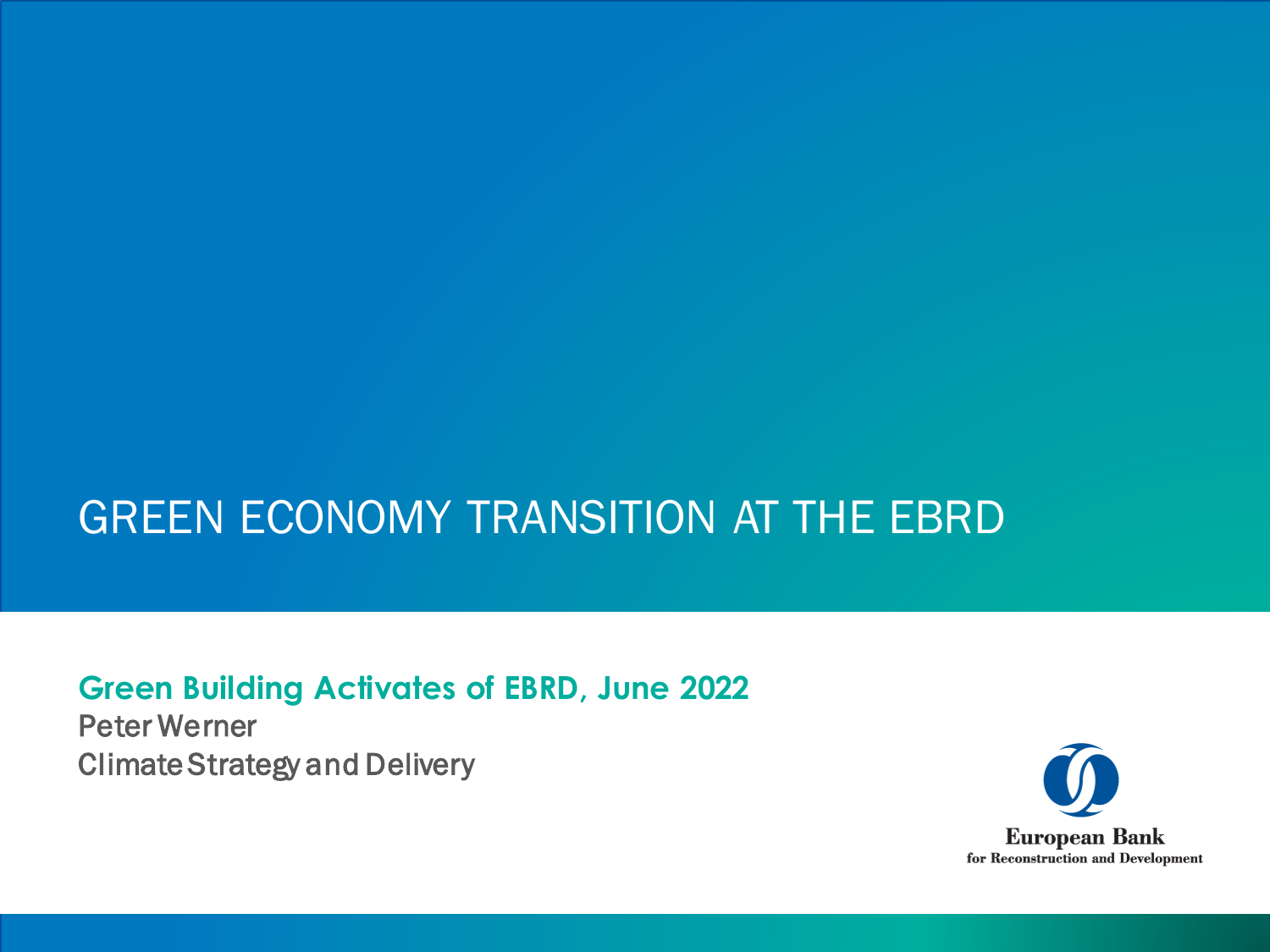# GREEN ECONOMY TRANSITION AT THE EBRD

**Green Building Activates of EBRD, June 2022**

Peter Werner

Climate Strategy and Delivery

European Bank
for Reconstruction and Development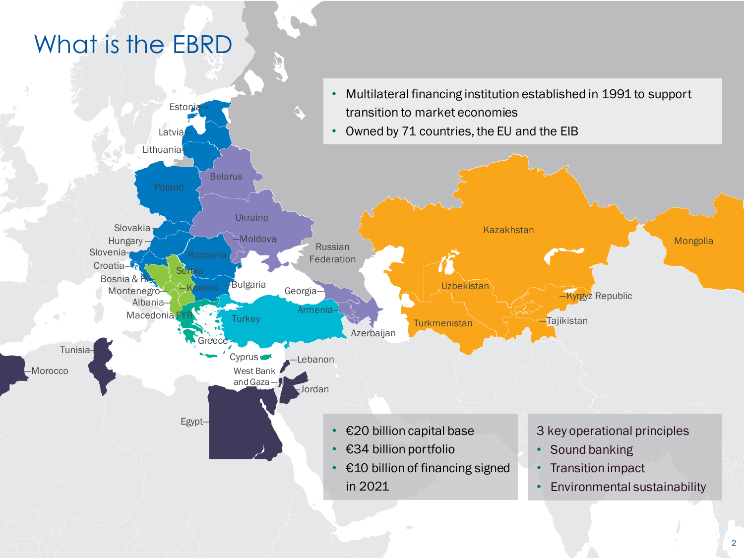# What is the EBRD

- Multilateral financing institution established in 1991 to support transition to market economies
- Owned by 71 countries, the EU and the EIB

Estonia, Latvia, Lithuania, Poland, Belarus, Ukraine, Moldova, Slovakia, Hungary, Slovenia, Croatia, Romania, Serbia, Bosnia & H., Montenegro, Kosovo, Bulgaria, Albania, Macedonia FYR, Greece, Turkey, Cyprus, Georgia, Armenia, Azerbaijan, Russian Federation, Kazakhstan, Mongolia, Uzbekistan, Kyrgyz Republic, Turkmenistan, Tajikistan, Tunisia, Morocco, Lebanon, West Bank and Gaza, Jordan, Egypt

- €20 billion capital base
- €34 billion portfolio
- €10 billion of financing signed in 2021

3 key operational principles

- Sound banking
- Transition impact
- Environmental sustainability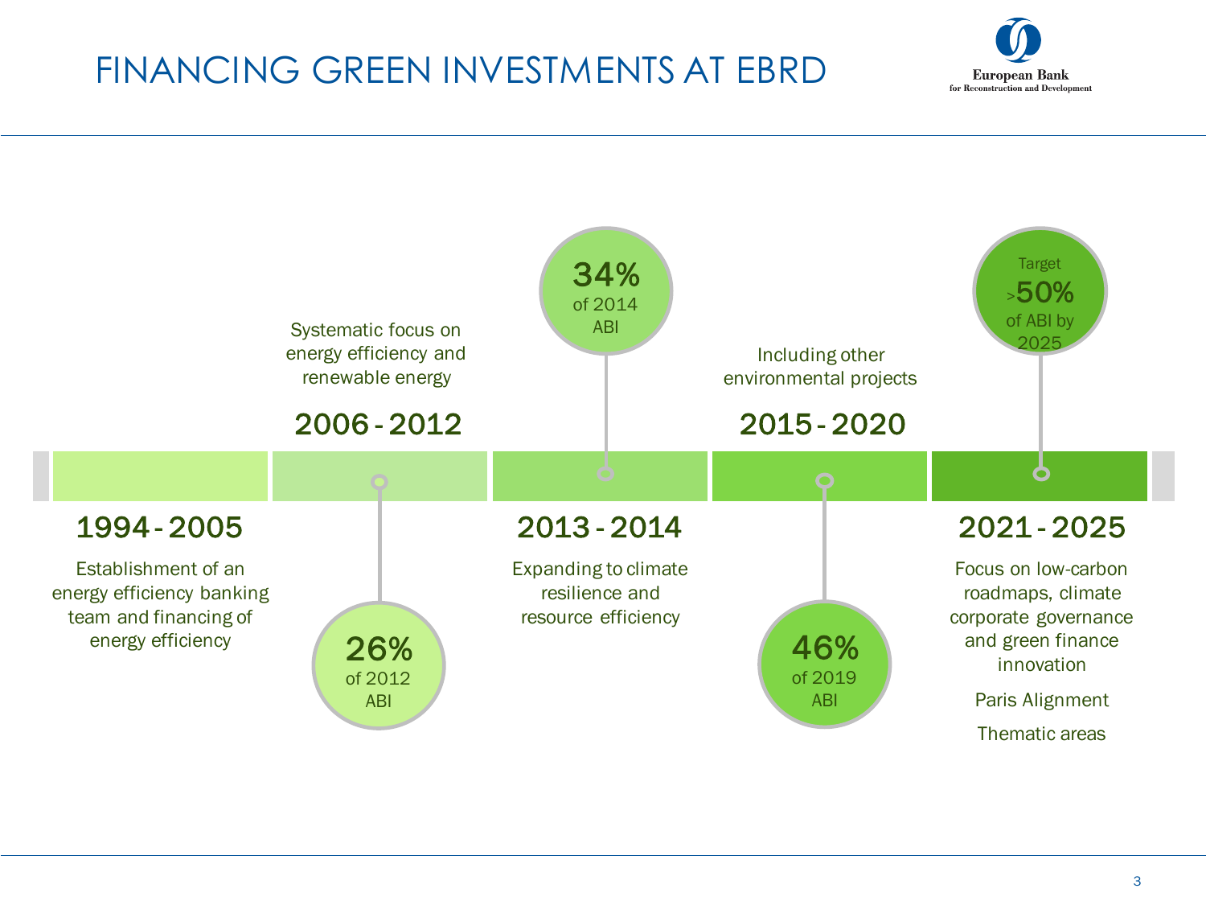# FINANCING GREEN INVESTMENTS AT EBRD

European Bank for Reconstruction and Development

## 1994 - 2005

Establishment of an energy efficiency banking team and financing of energy efficiency

## 2006 - 2012

Systematic focus on energy efficiency and renewable energy

**26%** of 2012 ABI

## 2013 - 2014

Expanding to climate resilience and resource efficiency

**34%** of 2014 ABI

## 2015 - 2020

Including other environmental projects

**46%** of 2019 ABI

## 2021 - 2025

Focus on low-carbon roadmaps, climate corporate governance and green finance innovation

Paris Alignment

Thematic areas

Target **>50%** of ABI by 2025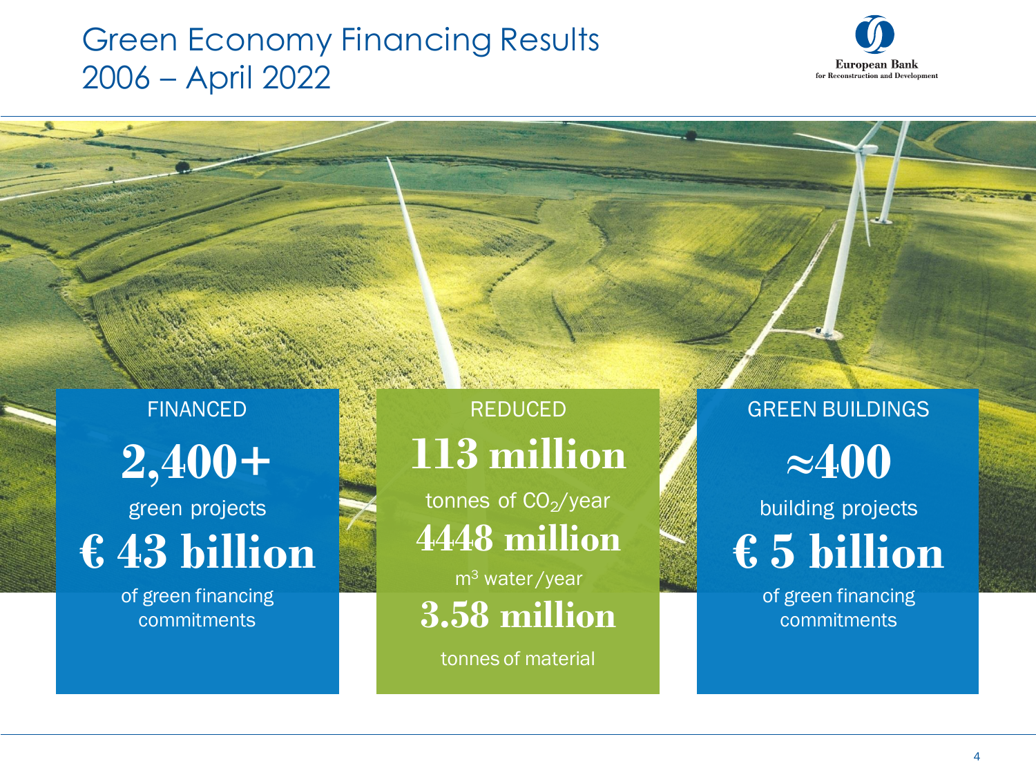# Green Economy Financing Results 2006 – April 2022

European Bank for Reconstruction and Development

### FINANCED

**2,400+**

green projects

**€ 43 billion**

of green financing commitments

### REDUCED

**113 million**

tonnes of $CO_2$/year

**4448 million**

$m^3$ water/year

**3.58 million**

tonnes of material

### GREEN BUILDINGS

**≈400**

building projects

**€ 5 billion**

of green financing commitments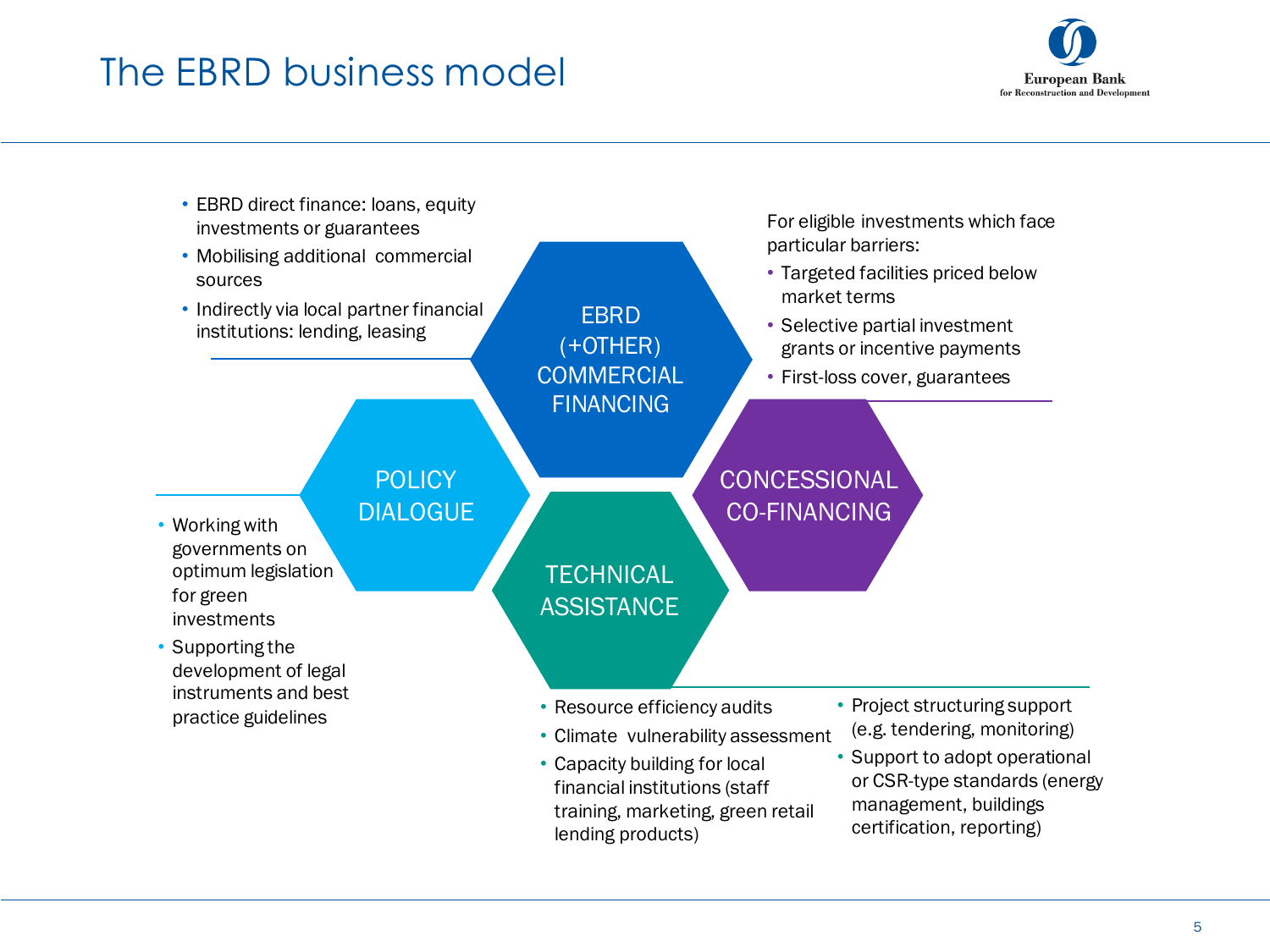# The EBRD business model

European Bank for Reconstruction and Development

## EBRD (+OTHER) COMMERCIAL FINANCING

- EBRD direct finance: loans, equity investments or guarantees
- Mobilising additional commercial sources
- Indirectly via local partner financial institutions: lending, leasing

## CONCESSIONAL CO-FINANCING

For eligible investments which face particular barriers:

- Targeted facilities priced below market terms
- Selective partial investment grants or incentive payments
- First-loss cover, guarantees

## POLICY DIALOGUE

- Working with governments on optimum legislation for green investments
- Supporting the development of legal instruments and best practice guidelines

## TECHNICAL ASSISTANCE

- Resource efficiency audits
- Climate vulnerability assessment
- Capacity building for local financial institutions (staff training, marketing, green retail lending products)
- Project structuring support (e.g. tendering, monitoring)
- Support to adopt operational or CSR-type standards (energy management, buildings certification, reporting)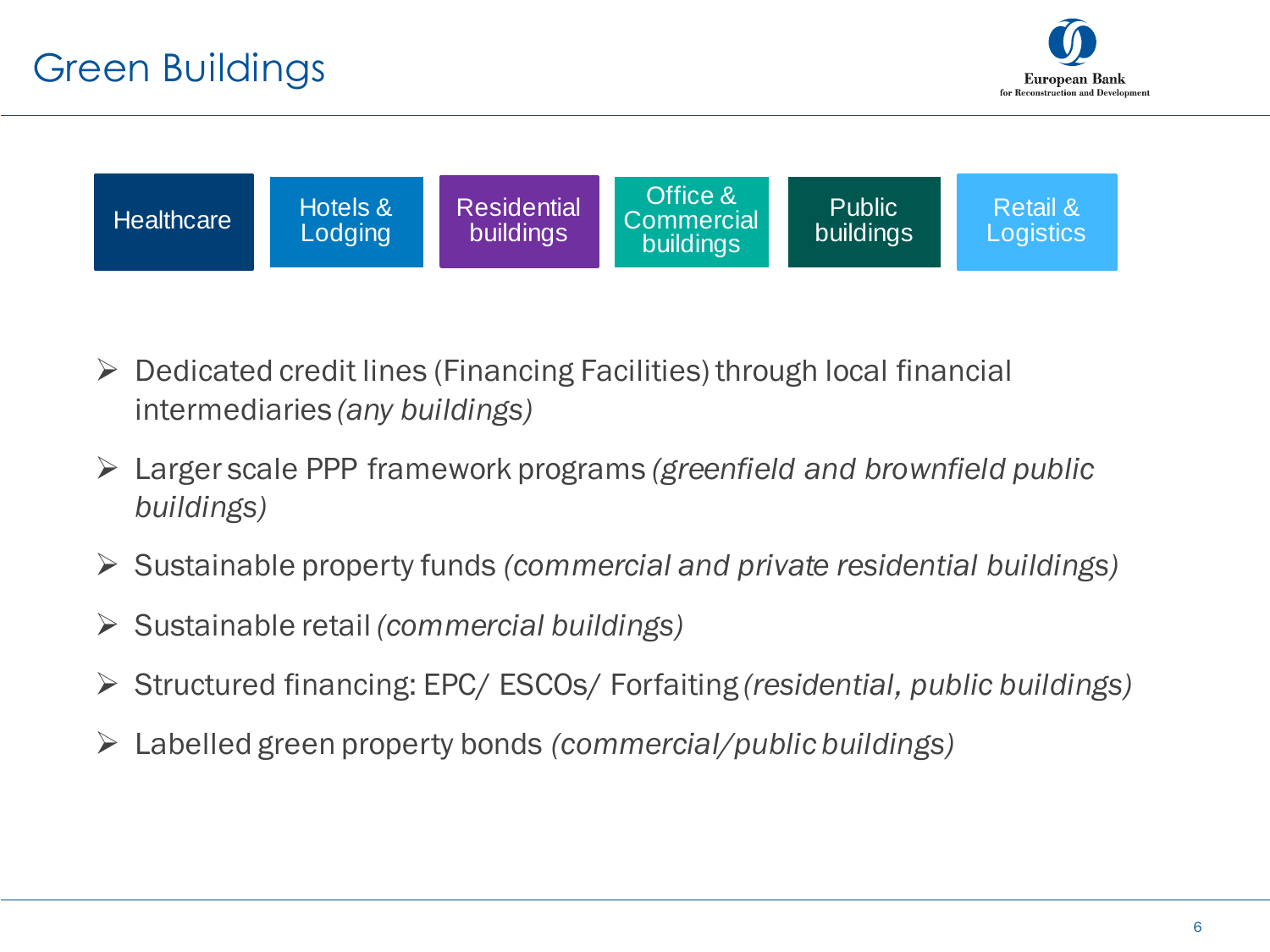# Green Buildings

Healthcare | Hotels & Lodging | Residential buildings | Office & Commercial buildings | Public buildings | Retail & Logistics

- Dedicated credit lines (Financing Facilities) through local financial intermediaries *(any buildings)*
- Larger scale PPP framework programs *(greenfield and brownfield public buildings)*
- Sustainable property funds *(commercial and private residential buildings)*
- Sustainable retail *(commercial buildings)*
- Structured financing: EPC/ ESCOs/ Forfaiting *(residential, public buildings)*
- Labelled green property bonds *(commercial/public buildings)*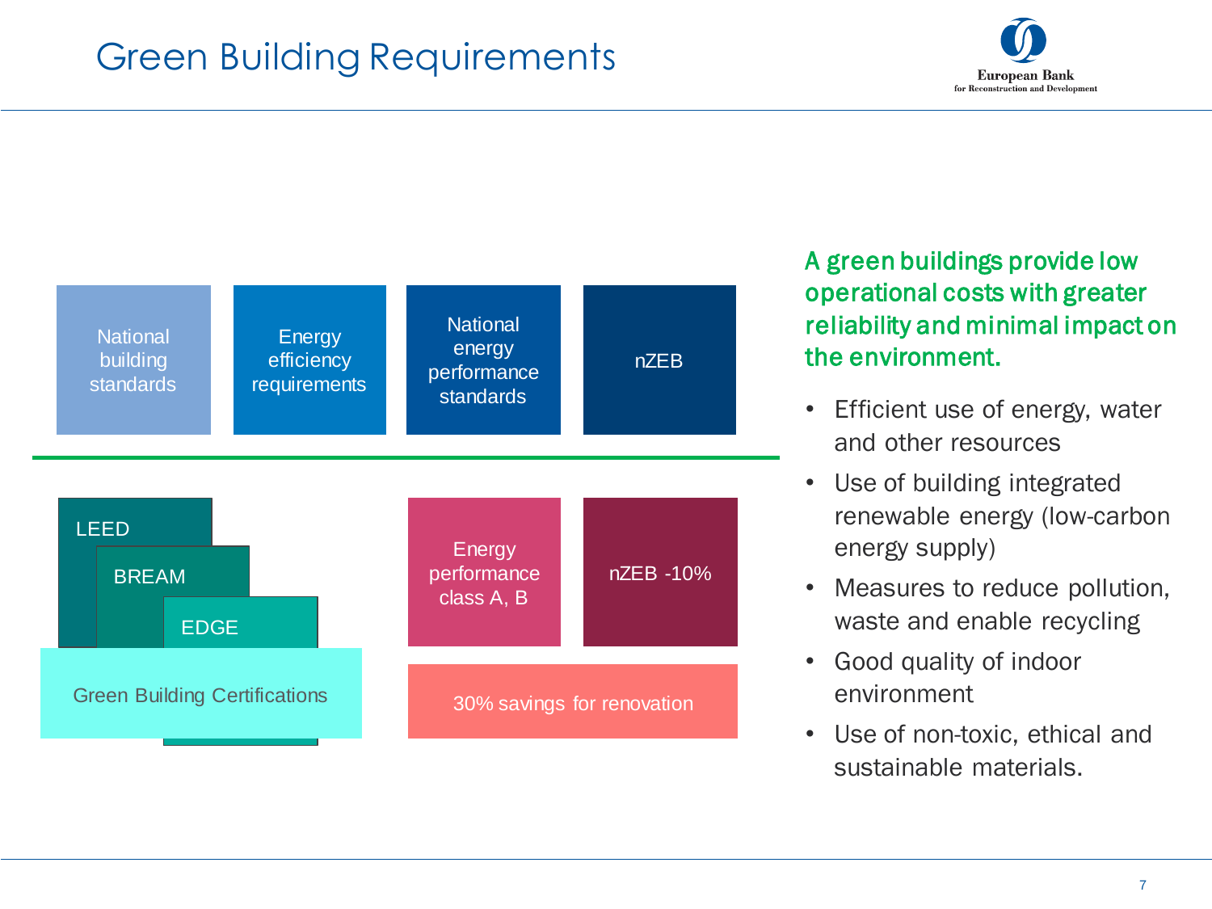# Green Building Requirements

National building standards

Energy efficiency requirements

National energy performance standards

nZEB

LEED

BREAM

EDGE

Green Building Certifications

Energy performance class A, B

nZEB -10%

30% savings for renovation

**A green buildings provide low operational costs with greater reliability and minimal impact on the environment.**

- Efficient use of energy, water and other resources
- Use of building integrated renewable energy (low-carbon energy supply)
- Measures to reduce pollution, waste and enable recycling
- Good quality of indoor environment
- Use of non-toxic, ethical and sustainable materials.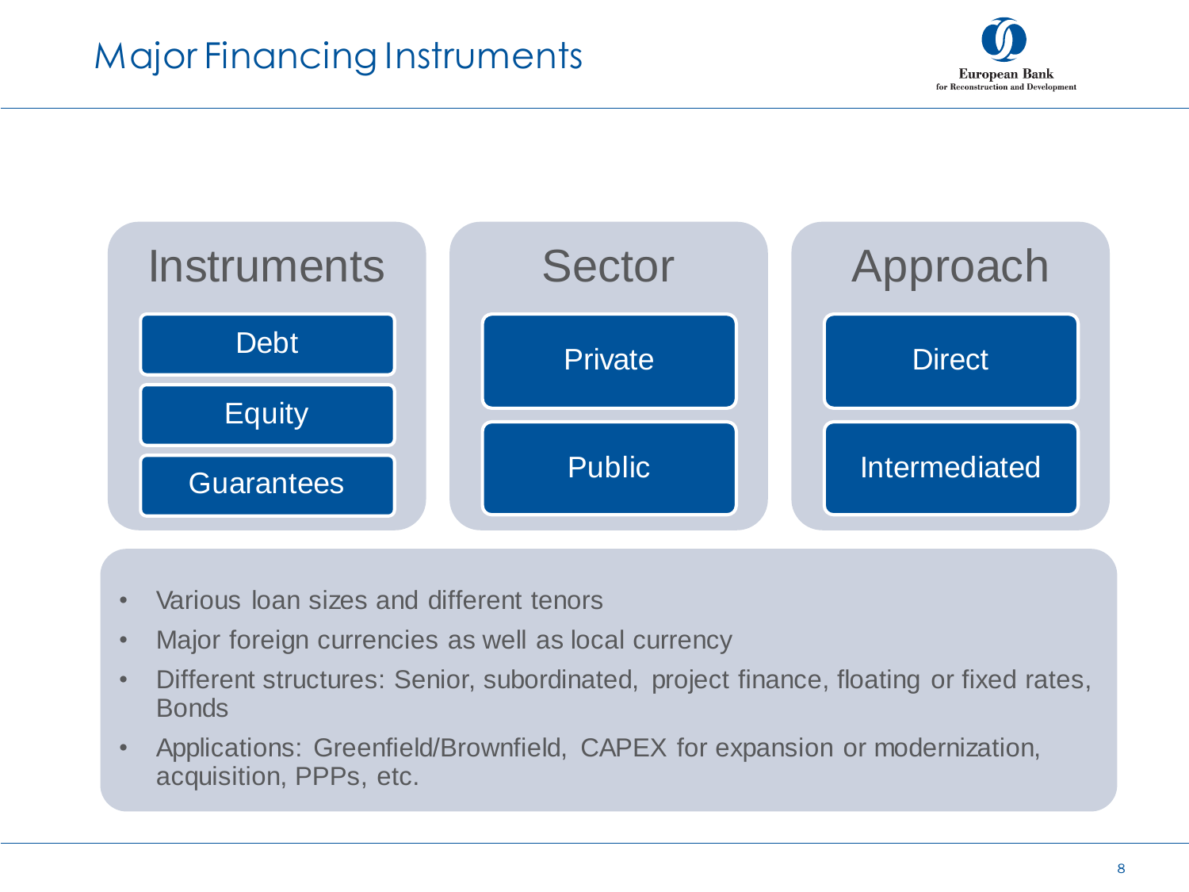# Major Financing Instruments

| Instruments | Sector | Approach |
| --- | --- | --- |
| Debt | Private | Direct |
| Equity | Public | Intermediated |
| Guarantees | | |

- Various loan sizes and different tenors
- Major foreign currencies as well as local currency
- Different structures: Senior, subordinated, project finance, floating or fixed rates, Bonds
- Applications: Greenfield/Brownfield, CAPEX for expansion or modernization, acquisition, PPPs, etc.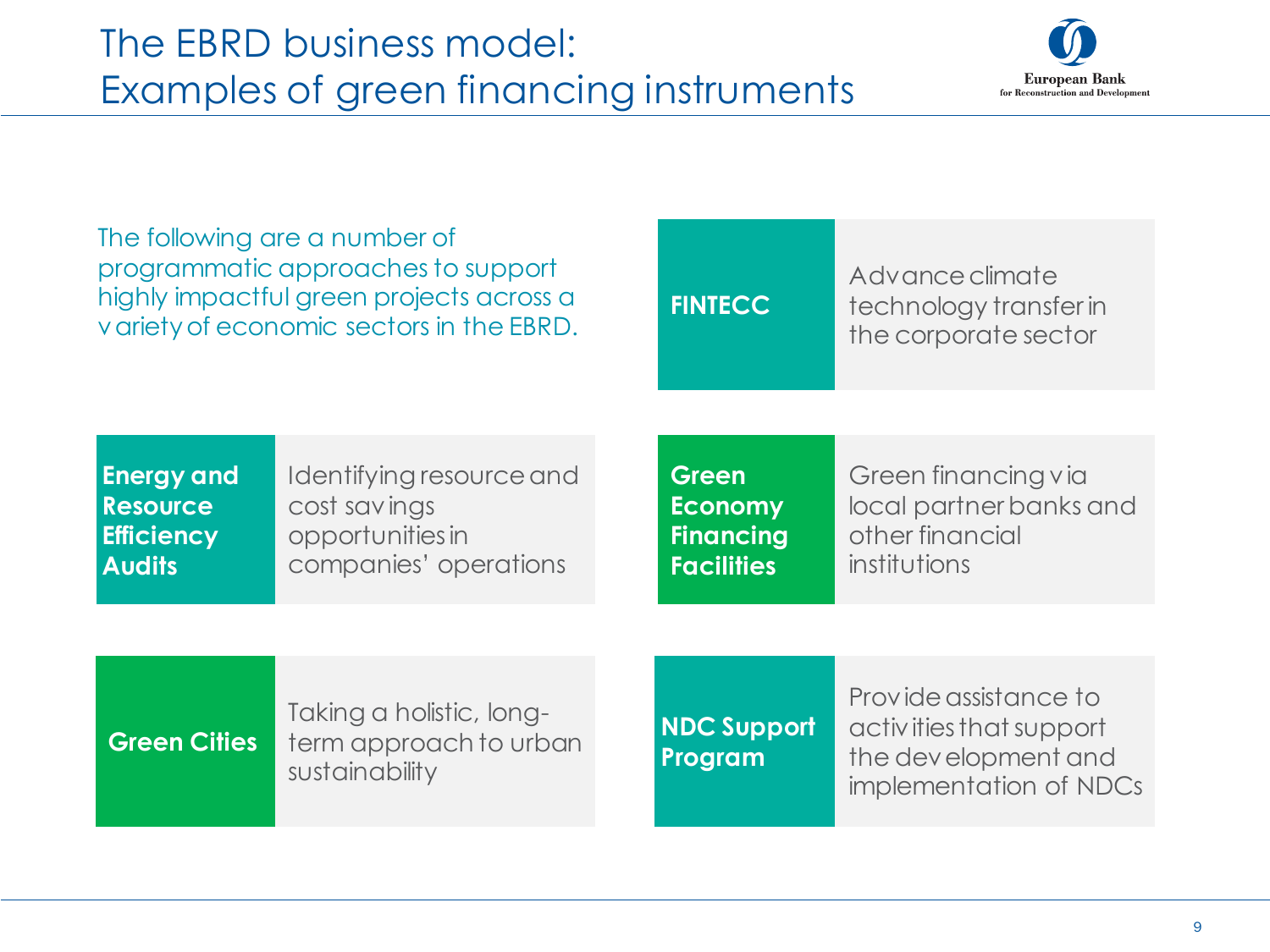# The EBRD business model: Examples of green financing instruments

The following are a number of programmatic approaches to support highly impactful green projects across a variety of economic sectors in the EBRD.

| Instrument | Description |
|---|---|
| **FINTECC** | Advance climate technology transfer in the corporate sector |
| **Energy and Resource Efficiency Audits** | Identifying resource and cost savings opportunities in companies' operations |
| **Green Economy Financing Facilities** | Green financing via local partner banks and other financial institutions |
| **Green Cities** | Taking a holistic, long-term approach to urban sustainability |
| **NDC Support Program** | Provide assistance to activities that support the development and implementation of NDCs |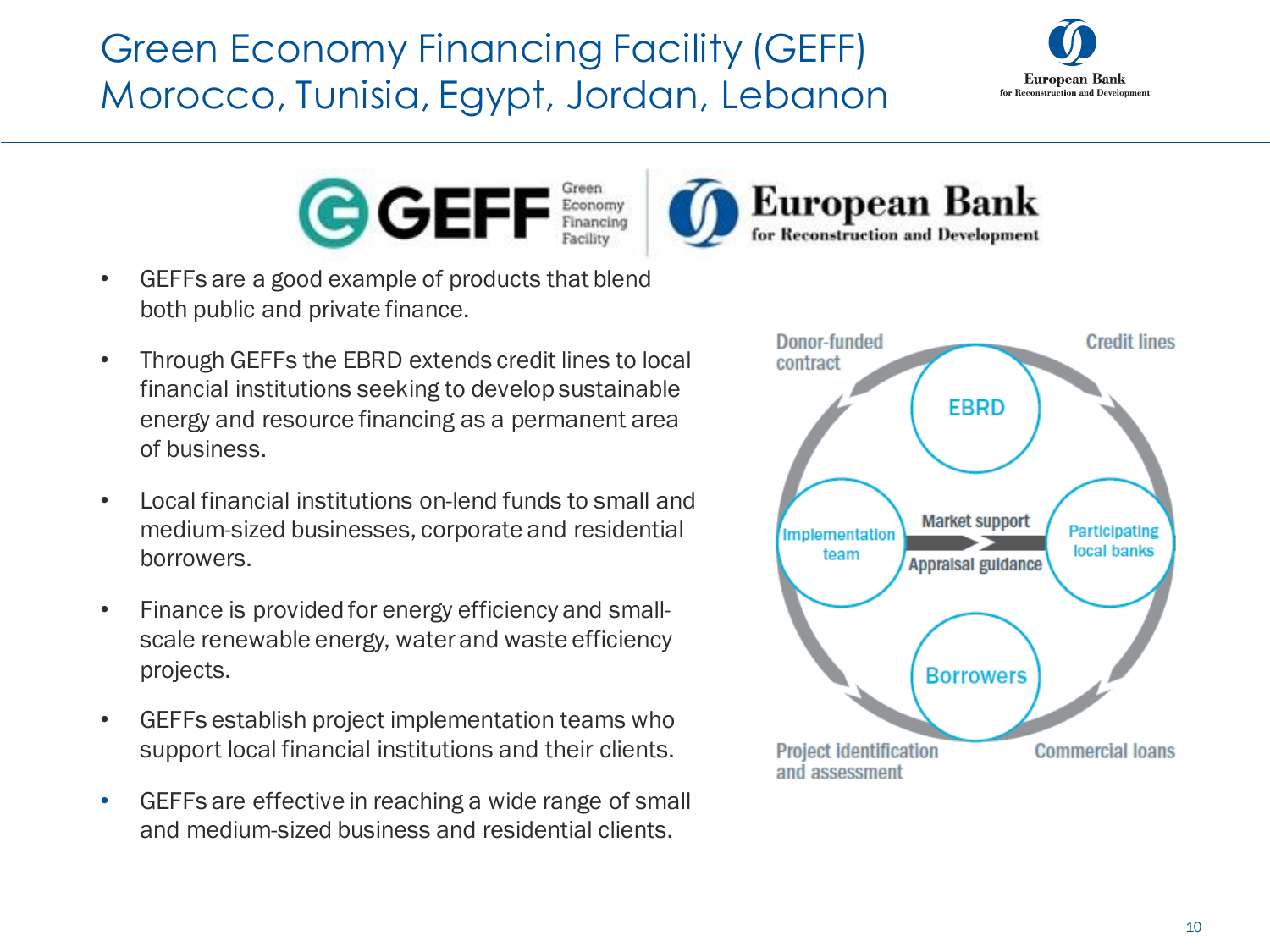# Green Economy Financing Facility (GEFF) Morocco, Tunisia, Egypt, Jordan, Lebanon

- GEFFs are a good example of products that blend both public and private finance.
- Through GEFFs the EBRD extends credit lines to local financial institutions seeking to develop sustainable energy and resource financing as a permanent area of business.
- Local financial institutions on-lend funds to small and medium-sized businesses, corporate and residential borrowers.
- Finance is provided for energy efficiency and small-scale renewable energy, water and waste efficiency projects.
- GEFFs establish project implementation teams who support local financial institutions and their clients.
- GEFFs are effective in reaching a wide range of small and medium-sized business and residential clients.

Donor-funded contract

Credit lines

EBRD

Implementation team

Market support

Appraisal guidance

Participating local banks

Borrowers

Project identification and assessment

Commercial loans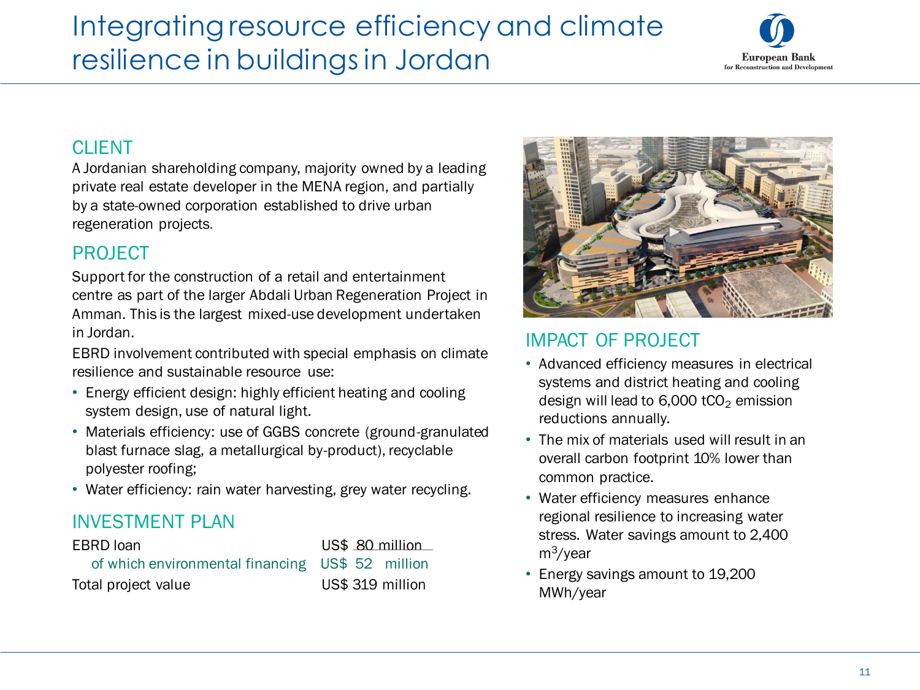# Integrating resource efficiency and climate resilience in buildings in Jordan

## CLIENT

A Jordanian shareholding company, majority owned by a leading private real estate developer in the MENA region, and partially by a state-owned corporation established to drive urban regeneration projects.

## PROJECT

Support for the construction of a retail and entertainment centre as part of the larger Abdali Urban Regeneration Project in Amman. This is the largest mixed-use development undertaken in Jordan.

EBRD involvement contributed with special emphasis on climate resilience and sustainable resource use:

- Energy efficient design: highly efficient heating and cooling system design, use of natural light.
- Materials efficiency: use of GGBS concrete (ground-granulated blast furnace slag, a metallurgical by-product), recyclable polyester roofing;
- Water efficiency: rain water harvesting, grey water recycling.

## INVESTMENT PLAN

| | |
|---|---|
| EBRD loan | US$ 80 million |
| of which environmental financing | US$ 52 million |
| Total project value | US$ 319 million |

## IMPACT OF PROJECT

- Advanced efficiency measures in electrical systems and district heating and cooling design will lead to 6,000 $tCO_2$ emission reductions annually.
- The mix of materials used will result in an overall carbon footprint 10% lower than common practice.
- Water efficiency measures enhance regional resilience to increasing water stress. Water savings amount to 2,400 $m^3$/year
- Energy savings amount to 19,200 MWh/year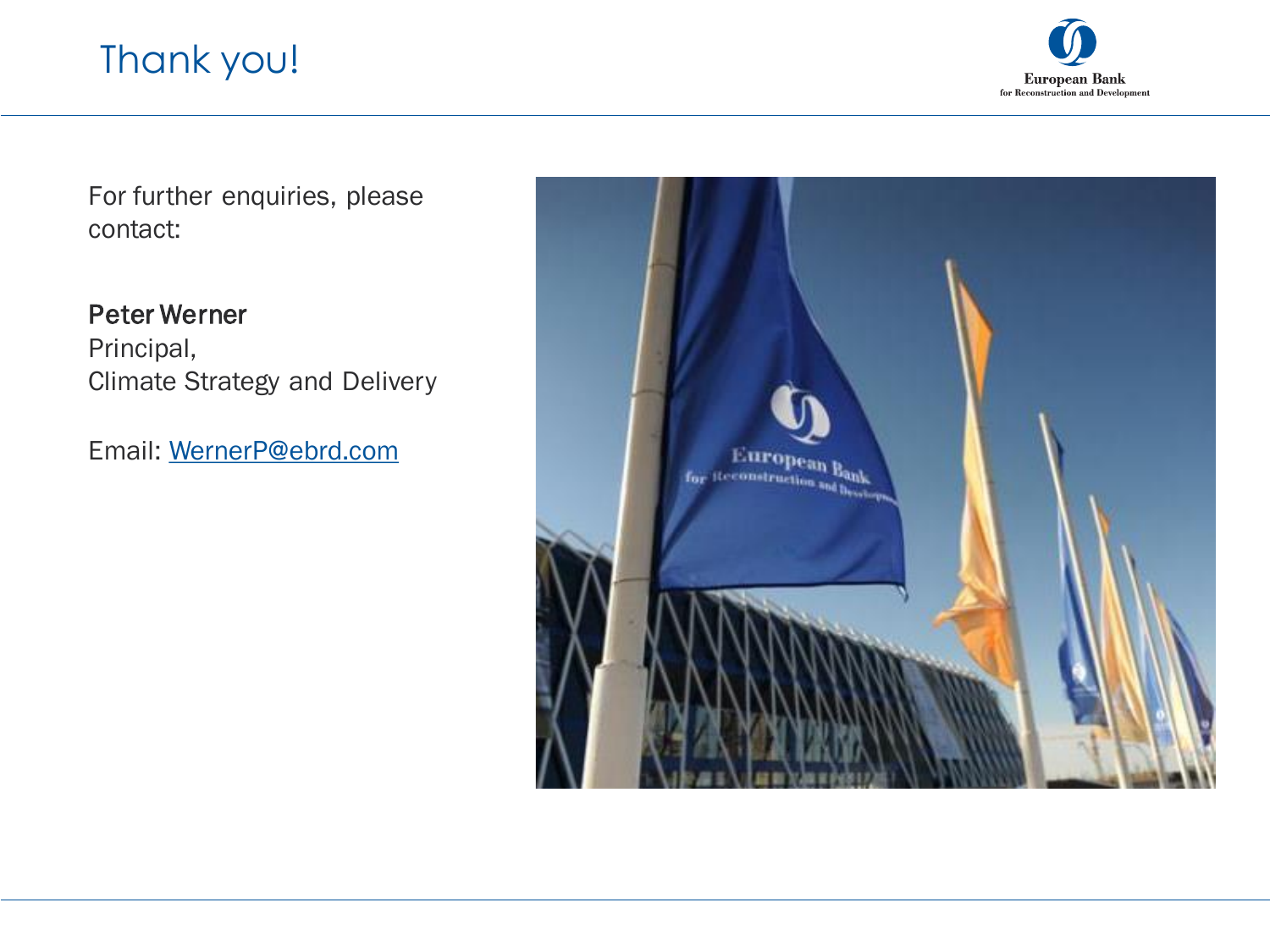# Thank you!

For further enquiries, please contact:

**Peter Werner**
Principal,
Climate Strategy and Delivery

Email: WernerP@ebrd.com